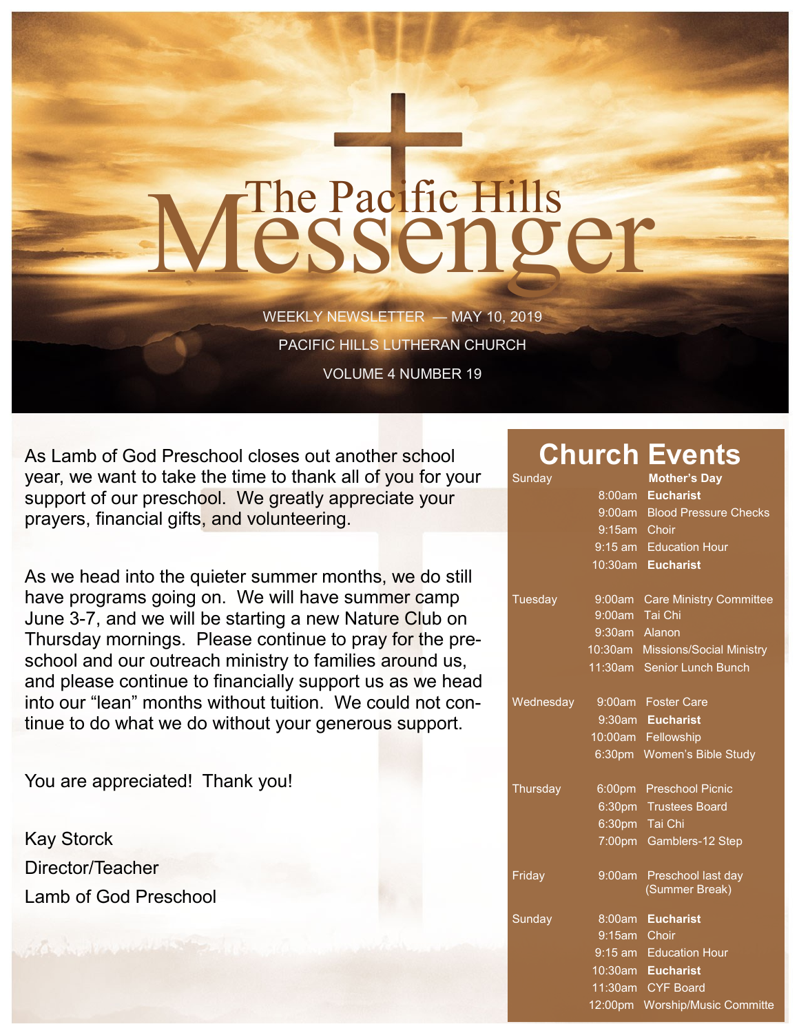# The Pacific Hills Messenger

WEEKLY NEWSLETTER — MAY 10, 2019

PACIFIC HILLS LUTHERAN CHURCH

VOLUME 4 NUMBER 19

As Lamb of God Preschool closes out another school year, we want to take the time to thank all of you for your support of our preschool. We greatly appreciate your prayers, financial gifts, and volunteering.

As we head into the quieter summer months, we do still have programs going on. We will have summer camp June 3-7, and we will be starting a new Nature Club on Thursday mornings. Please continue to pray for the preschool and our outreach ministry to families around us, and please continue to financially support us as we head into our "lean" months without tuition. We could not continue to do what we do without your generous support.

You are appreciated! Thank you!

Kay Storck
Director/Teacher
Lamb of God Preschool

## Church Events

| Day | Time | Event |
|---|---|---|
| Sunday | | **Mother's Day** |
| | 8:00am | **Eucharist** |
| | 9:00am | Blood Pressure Checks |
| | 9:15am | Choir |
| | 9:15 am | Education Hour |
| | 10:30am | **Eucharist** |
| Tuesday | 9:00am | Care Ministry Committee |
| | 9:00am | Tai Chi |
| | 9:30am | Alanon |
| | 10:30am | Missions/Social Ministry |
| | 11:30am | Senior Lunch Bunch |
| Wednesday | 9:00am | Foster Care |
| | 9:30am | **Eucharist** |
| | 10:00am | Fellowship |
| | 6:30pm | Women's Bible Study |
| Thursday | 6:00pm | Preschool Picnic |
| | 6:30pm | Trustees Board |
| | 6:30pm | Tai Chi |
| | 7:00pm | Gamblers-12 Step |
| Friday | 9:00am | Preschool last day (Summer Break) |
| Sunday | 8:00am | **Eucharist** |
| | 9:15am | Choir |
| | 9:15 am | Education Hour |
| | 10:30am | **Eucharist** |
| | 11:30am | CYF Board |
| | 12:00pm | Worship/Music Committe |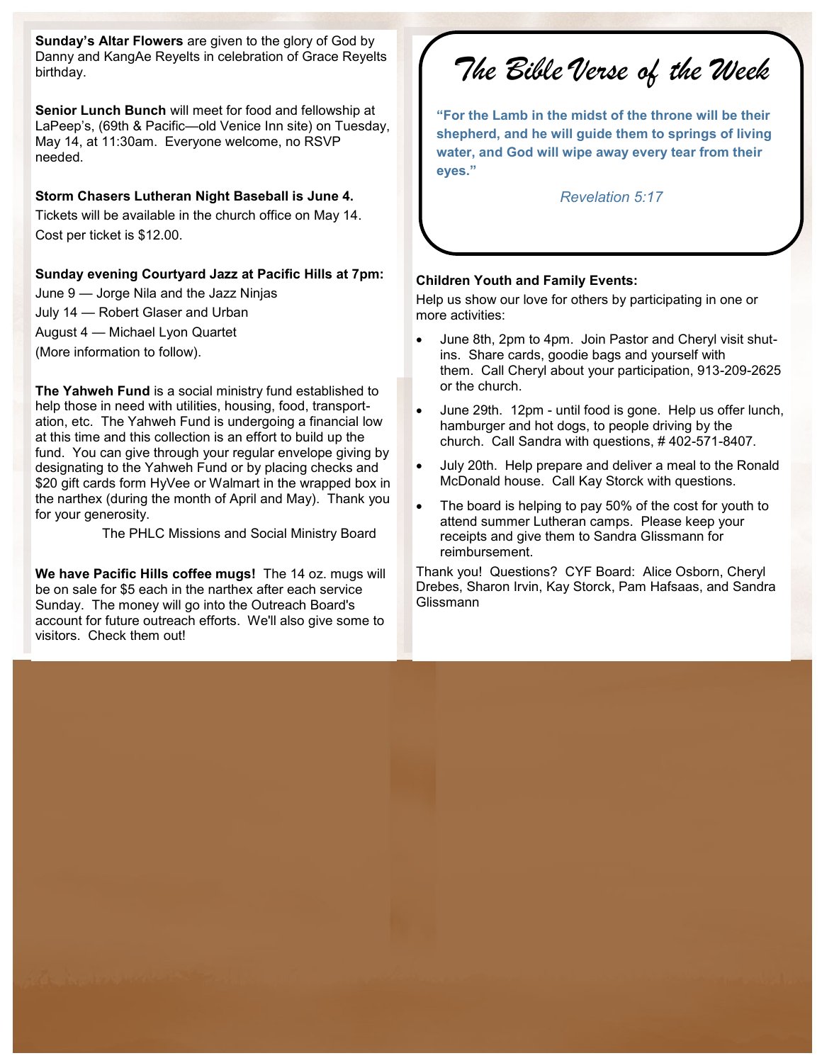**Sunday's Altar Flowers** are given to the glory of God by Danny and KangAe Reyelts in celebration of Grace Reyelts birthday.

**Senior Lunch Bunch** will meet for food and fellowship at LaPeep's, (69th & Pacific—old Venice Inn site) on Tuesday, May 14, at 11:30am. Everyone welcome, no RSVP needed.

**Storm Chasers Lutheran Night Baseball is June 4.**

Tickets will be available in the church office on May 14.

Cost per ticket is $12.00.

**Sunday evening Courtyard Jazz at Pacific Hills at 7pm:**

June 9 — Jorge Nila and the Jazz Ninjas

July 14 — Robert Glaser and Urban

August 4 — Michael Lyon Quartet

(More information to follow).

**The Yahweh Fund** is a social ministry fund established to help those in need with utilities, housing, food, transportation, etc. The Yahweh Fund is undergoing a financial low at this time and this collection is an effort to build up the fund. You can give through your regular envelope giving by designating to the Yahweh Fund or by placing checks and $20 gift cards form HyVee or Walmart in the wrapped box in the narthex (during the month of April and May). Thank you for your generosity.

The PHLC Missions and Social Ministry Board

**We have Pacific Hills coffee mugs!** The 14 oz. mugs will be on sale for $5 each in the narthex after each service Sunday. The money will go into the Outreach Board's account for future outreach efforts. We'll also give some to visitors. Check them out!

## *The Bible Verse of the Week*

**"For the Lamb in the midst of the throne will be their shepherd, and he will guide them to springs of living water, and God will wipe away every tear from their eyes."**

*Revelation 5:17*

**Children Youth and Family Events:**

Help us show our love for others by participating in one or more activities:

- June 8th, 2pm to 4pm. Join Pastor and Cheryl visit shut-ins. Share cards, goodie bags and yourself with them. Call Cheryl about your participation, 913-209-2625 or the church.
- June 29th. 12pm - until food is gone. Help us offer lunch, hamburger and hot dogs, to people driving by the church. Call Sandra with questions, # 402-571-8407.
- July 20th. Help prepare and deliver a meal to the Ronald McDonald house. Call Kay Storck with questions.
- The board is helping to pay 50% of the cost for youth to attend summer Lutheran camps. Please keep your receipts and give them to Sandra Glissmann for reimbursement.

Thank you! Questions? CYF Board: Alice Osborn, Cheryl Drebes, Sharon Irvin, Kay Storck, Pam Hafsaas, and Sandra Glissmann